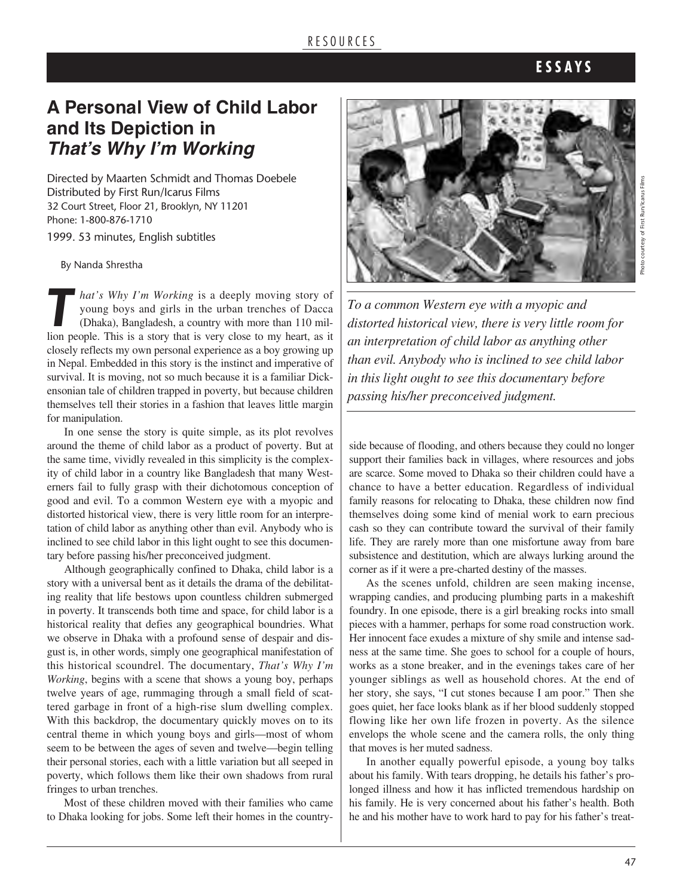RESOURCES

ESSAYS

# A Personal View of Child Labor and Its Depiction in *That's Why I'm Working*

Directed by Maarten Schmidt and Thomas Doebele
Distributed by First Run/Icarus Films
32 Court Street, Floor 21, Brooklyn, NY 11201
Phone: 1-800-876-1710

1999. 53 minutes, English subtitles

By Nanda Shrestha

*That's Why I'm Working* is a deeply moving story of young boys and girls in the urban trenches of Dacca (Dhaka), Bangladesh, a country with more than 110 million people. This is a story that is very close to my heart, as it closely reflects my own personal experience as a boy growing up in Nepal. Embedded in this story is the instinct and imperative of survival. It is moving, not so much because it is a familiar Dickensonian tale of children trapped in poverty, but because children themselves tell their stories in a fashion that leaves little margin for manipulation.

In one sense the story is quite simple, as its plot revolves around the theme of child labor as a product of poverty. But at the same time, vividly revealed in this simplicity is the complexity of child labor in a country like Bangladesh that many Westerners fail to fully grasp with their dichotomous conception of good and evil. To a common Western eye with a myopic and distorted historical view, there is very little room for an interpretation of child labor as anything other than evil. Anybody who is inclined to see child labor in this light ought to see this documentary before passing his/her preconceived judgment.

Although geographically confined to Dhaka, child labor is a story with a universal bent as it details the drama of the debilitating reality that life bestows upon countless children submerged in poverty. It transcends both time and space, for child labor is a historical reality that defies any geographical boundries. What we observe in Dhaka with a profound sense of despair and disgust is, in other words, simply one geographical manifestation of this historical scoundrel. The documentary, *That's Why I'm Working*, begins with a scene that shows a young boy, perhaps twelve years of age, rummaging through a small field of scattered garbage in front of a high-rise slum dwelling complex. With this backdrop, the documentary quickly moves on to its central theme in which young boys and girls—most of whom seem to be between the ages of seven and twelve—begin telling their personal stories, each with a little variation but all seeped in poverty, which follows them like their own shadows from rural fringes to urban trenches.

Most of these children moved with their families who came to Dhaka looking for jobs. Some left their homes in the countryside because of flooding, and others because they could no longer support their families back in villages, where resources and jobs are scarce. Some moved to Dhaka so their children could have a chance to have a better education. Regardless of individual family reasons for relocating to Dhaka, these children now find themselves doing some kind of menial work to earn precious cash so they can contribute toward the survival of their family life. They are rarely more than one misfortune away from bare subsistence and destitution, which are always lurking around the corner as if it were a pre-charted destiny of the masses.

Photo courtesy of First Run/Icarus Films

*To a common Western eye with a myopic and distorted historical view, there is very little room for an interpretation of child labor as anything other than evil. Anybody who is inclined to see child labor in this light ought to see this documentary before passing his/her preconceived judgment.*

As the scenes unfold, children are seen making incense, wrapping candies, and producing plumbing parts in a makeshift foundry. In one episode, there is a girl breaking rocks into small pieces with a hammer, perhaps for some road construction work. Her innocent face exudes a mixture of shy smile and intense sadness at the same time. She goes to school for a couple of hours, works as a stone breaker, and in the evenings takes care of her younger siblings as well as household chores. At the end of her story, she says, "I cut stones because I am poor." Then she goes quiet, her face looks blank as if her blood suddenly stopped flowing like her own life frozen in poverty. As the silence envelops the whole scene and the camera rolls, the only thing that moves is her muted sadness.

In another equally powerful episode, a young boy talks about his family. With tears dropping, he details his father's prolonged illness and how it has inflicted tremendous hardship on his family. He is very concerned about his father's health. Both he and his mother have to work hard to pay for his father's treat-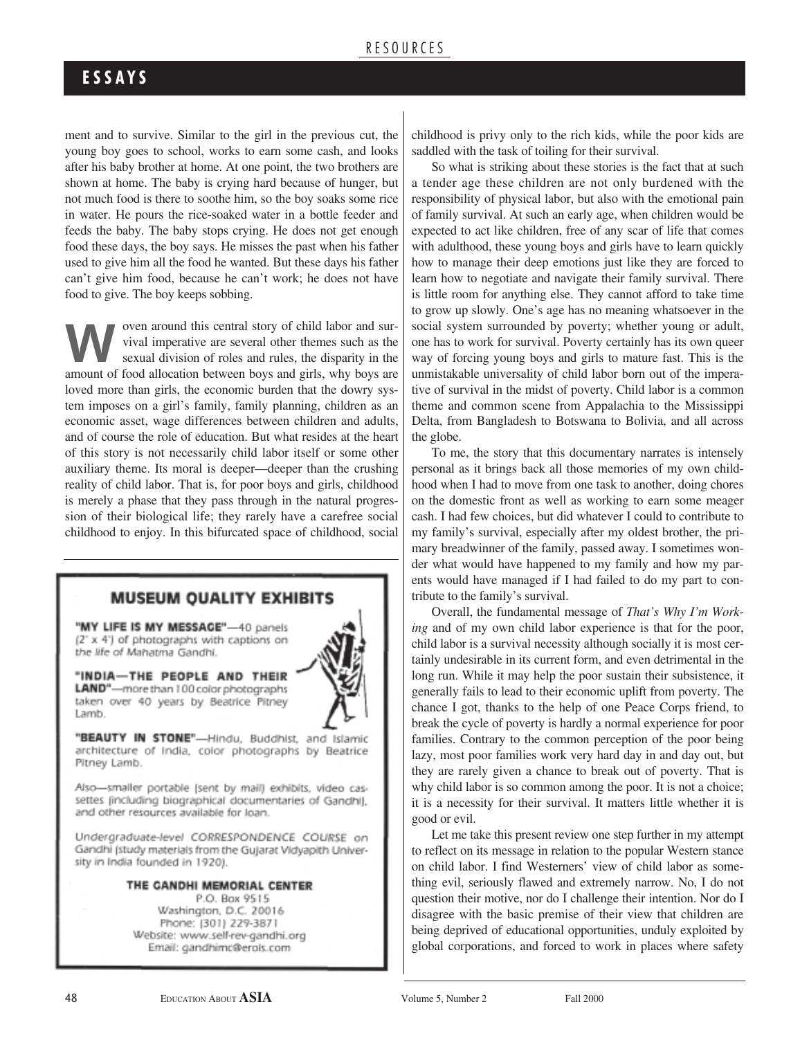ment and to survive. Similar to the girl in the previous cut, the young boy goes to school, works to earn some cash, and looks after his baby brother at home. At one point, the two brothers are shown at home. The baby is crying hard because of hunger, but not much food is there to soothe him, so the boy soaks some rice in water. He pours the rice-soaked water in a bottle feeder and feeds the baby. The baby stops crying. He does not get enough food these days, the boy says. He misses the past when his father used to give him all the food he wanted. But these days his father can't give him food, because he can't work; he does not have food to give. The boy keeps sobbing.

Woven around this central story of child labor and survival imperative are several other themes such as the sexual division of roles and rules, the disparity in the amount of food allocation between boys and girls, why boys are loved more than girls, the economic burden that the dowry system imposes on a girl's family, family planning, children as an economic asset, wage differences between children and adults, and of course the role of education. But what resides at the heart of this story is not necessarily child labor itself or some other auxiliary theme. Its moral is deeper—deeper than the crushing reality of child labor. That is, for poor boys and girls, childhood is merely a phase that they pass through in the natural progression of their biological life; they rarely have a carefree social childhood to enjoy. In this bifurcated space of childhood, social childhood is privy only to the rich kids, while the poor kids are saddled with the task of toiling for their survival.

So what is striking about these stories is the fact that at such a tender age these children are not only burdened with the responsibility of physical labor, but also with the emotional pain of family survival. At such an early age, when children would be expected to act like children, free of any scar of life that comes with adulthood, these young boys and girls have to learn quickly how to manage their deep emotions just like they are forced to learn how to negotiate and navigate their family survival. There is little room for anything else. They cannot afford to take time to grow up slowly. One's age has no meaning whatsoever in the social system surrounded by poverty; whether young or adult, one has to work for survival. Poverty certainly has its own queer way of forcing young boys and girls to mature fast. This is the unmistakable universality of child labor born out of the imperative of survival in the midst of poverty. Child labor is a common theme and common scene from Appalachia to the Mississippi Delta, from Bangladesh to Botswana to Bolivia, and all across the globe.

To me, the story that this documentary narrates is intensely personal as it brings back all those memories of my own childhood when I had to move from one task to another, doing chores on the domestic front as well as working to earn some meager cash. I had few choices, but did whatever I could to contribute to my family's survival, especially after my oldest brother, the primary breadwinner of the family, passed away. I sometimes wonder what would have happened to my family and how my parents would have managed if I had failed to do my part to contribute to the family's survival.

Overall, the fundamental message of *That's Why I'm Working* and of my own child labor experience is that for the poor, child labor is a survival necessity although socially it is most certainly undesirable in its current form, and even detrimental in the long run. While it may help the poor sustain their subsistence, it generally fails to lead to their economic uplift from poverty. The chance I got, thanks to the help of one Peace Corps friend, to break the cycle of poverty is hardly a normal experience for poor families. Contrary to the common perception of the poor being lazy, most poor families work very hard day in and day out, but they are rarely given a chance to break out of poverty. That is why child labor is so common among the poor. It is not a choice; it is a necessity for their survival. It matters little whether it is good or evil.

Let me take this present review one step further in my attempt to reflect on its message in relation to the popular Western stance on child labor. I find Westerners' view of child labor as something evil, seriously flawed and extremely narrow. No, I do not question their motive, nor do I challenge their intention. Nor do I disagree with the basic premise of their view that children are being deprived of educational opportunities, unduly exploited by global corporations, and forced to work in places where safety

---

## MUSEUM QUALITY EXHIBITS

**"MY LIFE IS MY MESSAGE"**—40 panels (2' x 4') of photographs with captions on the life of Mahatma Gandhi.

**"INDIA—THE PEOPLE AND THEIR LAND"**—more than 100 color photographs taken over 40 years by Beatrice Pitney Lamb.

**"BEAUTY IN STONE"**—Hindu, Buddhist, and Islamic architecture of India, color photographs by Beatrice Pitney Lamb.

Also—smaller portable (sent by mail) exhibits, video cassettes (including biographical documentaries of Gandhi), and other resources available for loan.

Undergraduate-level *CORRESPONDENCE COURSE* on Gandhi (study materials from the Gujarat Vidyapith University in India founded in 1920).

**THE GANDHI MEMORIAL CENTER**
P.O. Box 9515
Washington, D.C. 20016
Phone: (301) 229-3871
Website: www.self-rev-gandhi.org
Email: gandhimc@erols.com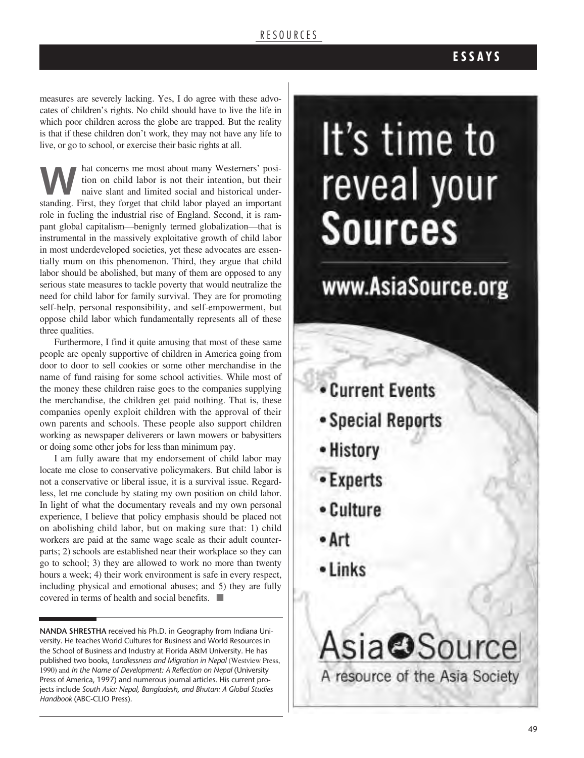measures are severely lacking. Yes, I do agree with these advocates of children's rights. No child should have to live the life in which poor children across the globe are trapped. But the reality is that if these children don't work, they may not have any life to live, or go to school, or exercise their basic rights at all.

What concerns me most about many Westerners' position on child labor is not their intention, but their naive slant and limited social and historical understanding. First, they forget that child labor played an important role in fueling the industrial rise of England. Second, it is rampant global capitalism—benignly termed globalization—that is instrumental in the massively exploitative growth of child labor in most underdeveloped societies, yet these advocates are essentially mum on this phenomenon. Third, they argue that child labor should be abolished, but many of them are opposed to any serious state measures to tackle poverty that would neutralize the need for child labor for family survival. They are for promoting self-help, personal responsibility, and self-empowerment, but oppose child labor which fundamentally represents all of these three qualities.

Furthermore, I find it quite amusing that most of these same people are openly supportive of children in America going from door to door to sell cookies or some other merchandise in the name of fund raising for some school activities. While most of the money these children raise goes to the companies supplying the merchandise, the children get paid nothing. That is, these companies openly exploit children with the approval of their own parents and schools. These people also support children working as newspaper deliverers or lawn mowers or babysitters or doing some other jobs for less than minimum pay.

I am fully aware that my endorsement of child labor may locate me close to conservative policymakers. But child labor is not a conservative or liberal issue, it is a survival issue. Regardless, let me conclude by stating my own position on child labor. In light of what the documentary reveals and my own personal experience, I believe that policy emphasis should be placed not on abolishing child labor, but on making sure that: 1) child workers are paid at the same wage scale as their adult counterparts; 2) schools are established near their workplace so they can go to school; 3) they are allowed to work no more than twenty hours a week; 4) their work environment is safe in every respect, including physical and emotional abuses; and 5) they are fully covered in terms of health and social benefits. ■

---

**NANDA SHRESTHA** received his Ph.D. in Geography from Indiana University. He teaches World Cultures for Business and World Resources in the School of Business and Industry at Florida A&M University. He has published two books, *Landlessness and Migration in Nepal* (Westview Press, 1990) and *In the Name of Development: A Reflection on Nepal* (University Press of America, 1997) and numerous journal articles. His current projects include *South Asia: Nepal, Bangladesh, and Bhutan: A Global Studies Handbook* (ABC-CLIO Press).

---

# It's time to reveal your **Sources**

**www.AsiaSource.org**

- **Current Events**
- **Special Reports**
- **History**
- **Experts**
- **Culture**
- **Art**
- **Links**

AsiaSource

A resource of the Asia Society